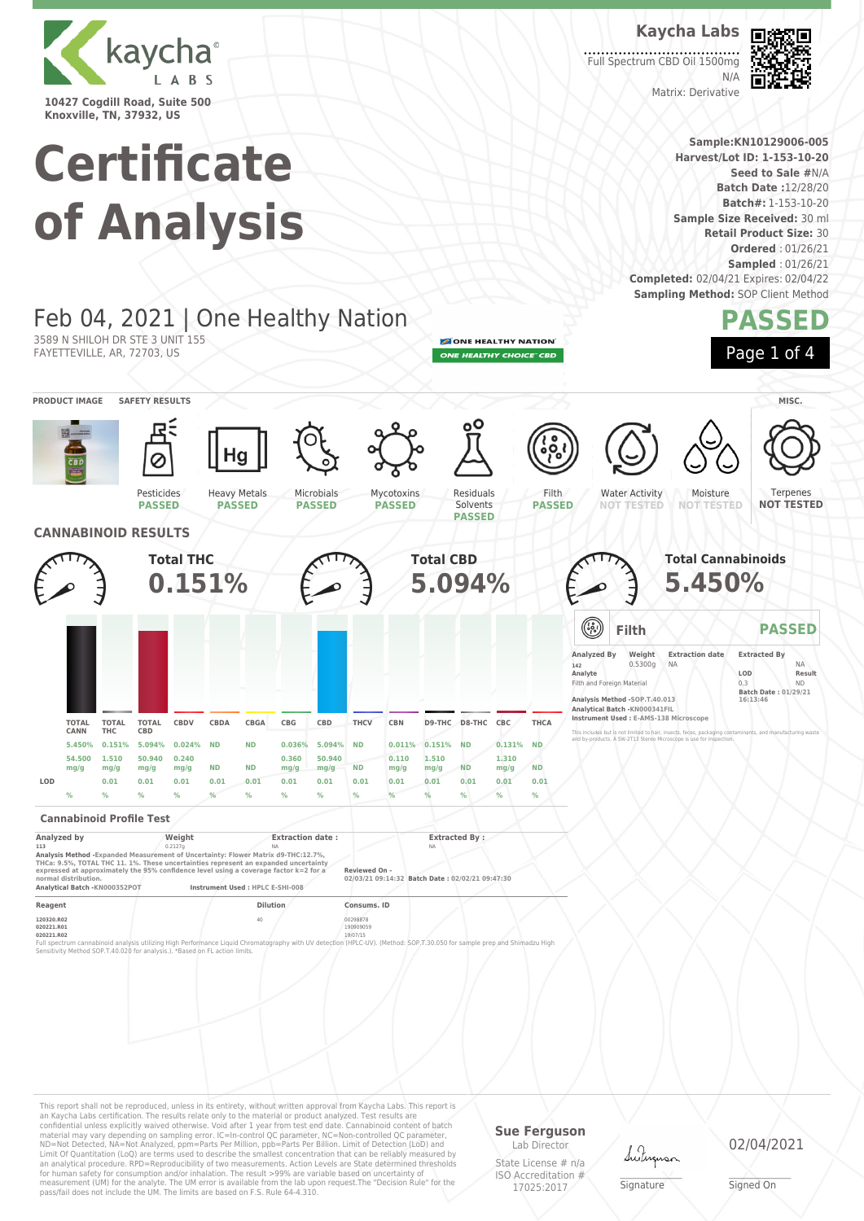kaycha LABS

10427 Cogdill Road, Suite 500
Knoxville, TN, 37932, US

**Kaycha Labs**

Full Spectrum CBD Oil 1500mg
N/A
Matrix: Derivative

# Certificate of Analysis

**Sample:**KN10129006-005
**Harvest/Lot ID: 1-153-10-20**
**Seed to Sale #**N/A
**Batch Date :**12/28/20
**Batch#:** 1-153-10-20
**Sample Size Received:** 30 ml
**Retail Product Size:** 30
**Ordered** : 01/26/21
**Sampled** : 01/26/21
**Completed:** 02/04/21 Expires: 02/04/22
**Sampling Method:** SOP Client Method

## Feb 04, 2021 | One Healthy Nation

3589 N SHILOH DR STE 3 UNIT 155
FAYETTEVILLE, AR, 72703, US

ONE HEALTHY NATION
ONE HEALTHY CHOICE CBD

**PASSED**

PRODUCT IMAGE | SAFETY RESULTS | MISC.

| Pesticides | Heavy Metals | Microbials | Mycotoxins | Residuals Solvents | Filth | Water Activity | Moisture | Terpenes |
|---|---|---|---|---|---|---|---|---|
| PASSED | PASSED | PASSED | PASSED | PASSED | PASSED | NOT TESTED | NOT TESTED | NOT TESTED |

## CANNABINOID RESULTS

**Total THC** 0.151%

**Total CBD** 5.094%

**Total Cannabinoids** 5.450%

| | TOTAL CANN | TOTAL THC | TOTAL CBD | CBDV | CBDA | CBGA | CBG | CBD | THCV | CBN | D9-THC | D8-THC | CBC | THCA |
|---|---|---|---|---|---|---|---|---|---|---|---|---|---|---|
| | 5.450% | 0.151% | 5.094% | 0.024% | ND | ND | 0.036% | 5.094% | ND | 0.011% | 0.151% | ND | 0.131% | ND |
| | 54.500 mg/g | 1.510 mg/g | 50.940 mg/g | 0.240 mg/g | ND | ND | 0.360 mg/g | 50.940 mg/g | ND | 0.110 mg/g | 1.510 mg/g | ND | 1.310 mg/g | ND |
| LOD | | 0.01 | 0.01 | 0.01 | 0.01 | 0.01 | 0.01 | 0.01 | 0.01 | 0.01 | 0.01 | 0.01 | 0.01 | 0.01 |
| | % | % | % | % | % | % | % | % | % | % | % | % | % | % |

### Cannabinoid Profile Test

| Analyzed by | Weight | Extraction date : | Extracted By : |
|---|---|---|---|
| 113 | 0.2127g | NA | NA |

**Analysis Method** -Expanded Measurement of Uncertainty: Flower Matrix d9-THC:12.7%, THCa: 9.5%, TOTAL THC 11. 1%. These uncertainties represent an expanded uncertainty expressed at approximately the 95% confidence level using a coverage factor k=2 for a normal distribution.

**Reviewed On** - 02/03/21 09:14:32 **Batch Date :** 02/02/21 09:47:30

**Analytical Batch** -KN000352POT **Instrument Used :** HPLC E-SHI-008

| Reagent | Dilution | Consums. ID |
|---|---|---|
| 120320.R02 | 40 | 00298878 |
| 020221.R01 | | 190909059 |
| 020221.R02 | | 19/07/15 |

Full spectrum cannabinoid analysis utilizing High Performance Liquid Chromatography with UV detection (HPLC-UV). (Method: SOP.T.30.050 for sample prep and Shimadzu High Sensitivity Method SOP.T.40.020 for analysis.). *Based on FL action limits.

### Filth — PASSED

| Analyzed By | Weight | Extraction date | Extracted By |
|---|---|---|---|
| 142 | 0.5300g | NA | NA |

| Analyte | LOD | Result |
|---|---|---|
| Filth and Foreign Material | 0.3 | ND |

**Batch Date :** 01/29/21 16:13:46

**Analysis Method** -SOP.T.40.013
**Analytical Batch** -KN000341FIL
**Instrument Used :** E-AMS-138 Microscope

This includes but is not limited to hair, insects, feces, packaging contaminants, and manufacturing waste and by-products. A SW-2T13 Stereo Microscope is use for inspection.

This report shall not be reproduced, unless in its entirety, without written approval from Kaycha Labs. This report is an Kaycha Labs certification. The results relate only to the material or product analyzed. Test results are confidential unless explicitly waived otherwise. Void after 1 year from test end date. Cannabinoid content of batch material may vary depending on sampling error. IC=In-control QC parameter, NC=Non-controlled QC parameter, ND=Not Detected, NA=Not Analyzed, ppm=Parts Per Million, ppb=Parts Per Billion. Limit of Detection (LoD) and Limit Of Quantitation (LoQ) are terms used to describe the smallest concentration that can be reliably measured by an analytical procedure. RPD=Reproducibility of two measurements. Action Levels are State determined thresholds for human safety for consumption and/or inhalation. The result >99% are variable based on uncertainty of measurement (UM) for the analyte. The UM error is available from the lab upon request.The "Decision Rule" for the pass/fail does not include the UM. The limits are based on F.S. Rule 64-4.310.

**Sue Ferguson**
Lab Director
State License # n/a
ISO Accreditation # 17025:2017

Signature

02/04/2021
Signed On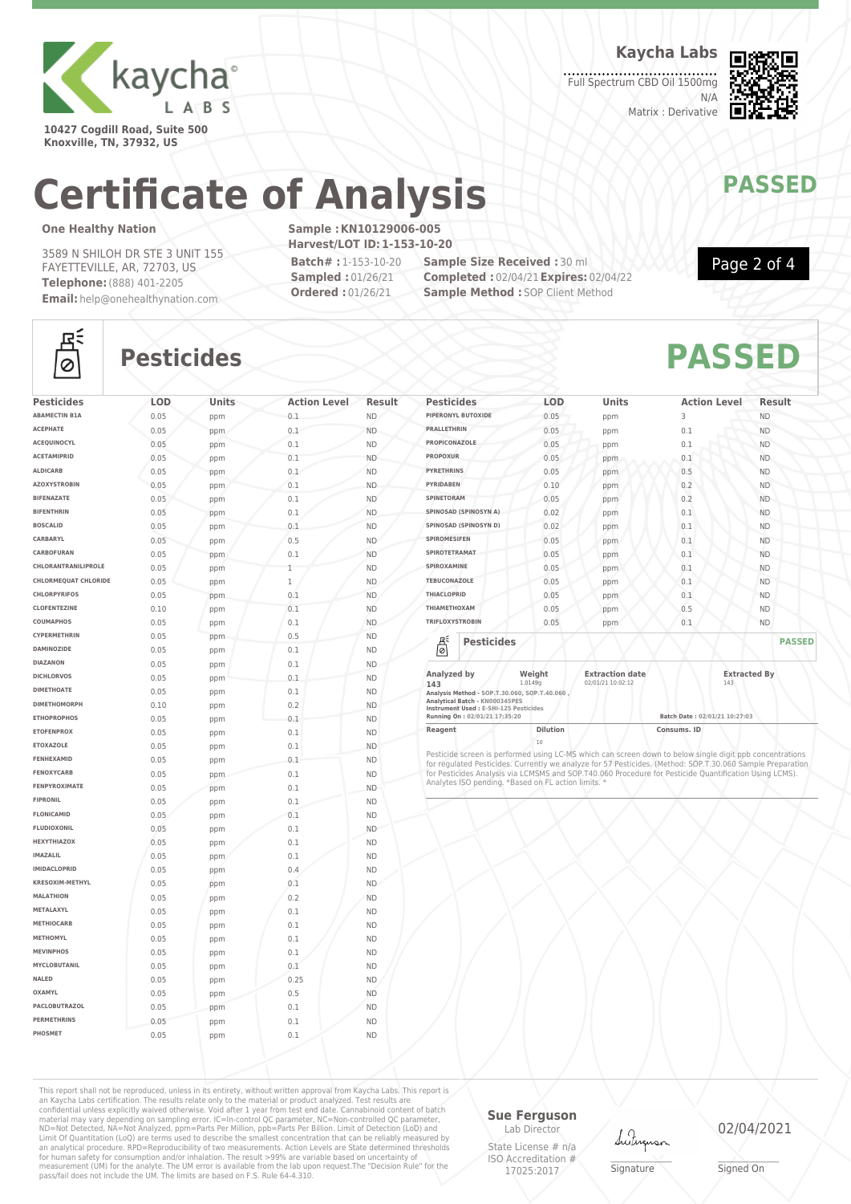Kaycha Labs

Full Spectrum CBD Oil 1500mg
N/A
Matrix : Derivative

10427 Cogdill Road, Suite 500
Knoxville, TN, 37932, US

# Certificate of Analysis

**PASSED**

**One Healthy Nation**

3589 N SHILOH DR STE 3 UNIT 155
FAYETTEVILLE, AR, 72703, US
**Telephone:** (888) 401-2205
**Email:** help@onehealthynation.com

**Sample : KN10129006-005**
**Harvest/LOT ID: 1-153-10-20**
**Batch# :** 1-153-10-20
**Sampled :** 01/26/21
**Ordered :** 01/26/21
**Sample Size Received :** 30 ml
**Completed :** 02/04/21 **Expires:** 02/04/22
**Sample Method :** SOP Client Method

## Pesticides

**PASSED**

| Pesticides | LOD | Units | Action Level | Result |
|---|---|---|---|---|
| ABAMECTIN B1A | 0.05 | ppm | 0.1 | ND |
| ACEPHATE | 0.05 | ppm | 0.1 | ND |
| ACEQUINOCYL | 0.05 | ppm | 0.1 | ND |
| ACETAMIPRID | 0.05 | ppm | 0.1 | ND |
| ALDICARB | 0.05 | ppm | 0.1 | ND |
| AZOXYSTROBIN | 0.05 | ppm | 0.1 | ND |
| BIFENAZATE | 0.05 | ppm | 0.1 | ND |
| BIFENTHRIN | 0.05 | ppm | 0.1 | ND |
| BOSCALID | 0.05 | ppm | 0.1 | ND |
| CARBARYL | 0.05 | ppm | 0.5 | ND |
| CARBOFURAN | 0.05 | ppm | 0.1 | ND |
| CHLORANTRANILIPROLE | 0.05 | ppm | 1 | ND |
| CHLORMEQUAT CHLORIDE | 0.05 | ppm | 1 | ND |
| CHLORPYRIFOS | 0.05 | ppm | 0.1 | ND |
| CLOFENTEZINE | 0.10 | ppm | 0.1 | ND |
| COUMAPHOS | 0.05 | ppm | 0.1 | ND |
| CYPERMETHRIN | 0.05 | ppm | 0.5 | ND |
| DAMINOZIDE | 0.05 | ppm | 0.1 | ND |
| DIAZANON | 0.05 | ppm | 0.1 | ND |
| DICHLORVOS | 0.05 | ppm | 0.1 | ND |
| DIMETHOATE | 0.05 | ppm | 0.1 | ND |
| DIMETHOMORPH | 0.10 | ppm | 0.2 | ND |
| ETHOPROPHOS | 0.05 | ppm | 0.1 | ND |
| ETOFENPROX | 0.05 | ppm | 0.1 | ND |
| ETOXAZOLE | 0.05 | ppm | 0.1 | ND |
| FENHEXAMID | 0.05 | ppm | 0.1 | ND |
| FENOXYCARB | 0.05 | ppm | 0.1 | ND |
| FENPYROXIMATE | 0.05 | ppm | 0.1 | ND |
| FIPRONIL | 0.05 | ppm | 0.1 | ND |
| FLONICAMID | 0.05 | ppm | 0.1 | ND |
| FLUDIOXONIL | 0.05 | ppm | 0.1 | ND |
| HEXYTHIAZOX | 0.05 | ppm | 0.1 | ND |
| IMAZALIL | 0.05 | ppm | 0.1 | ND |
| IMIDACLOPRID | 0.05 | ppm | 0.4 | ND |
| KRESOXIM-METHYL | 0.05 | ppm | 0.1 | ND |
| MALATHION | 0.05 | ppm | 0.2 | ND |
| METALAXYL | 0.05 | ppm | 0.1 | ND |
| METHIOCARB | 0.05 | ppm | 0.1 | ND |
| METHOMYL | 0.05 | ppm | 0.1 | ND |
| MEVINPHOS | 0.05 | ppm | 0.1 | ND |
| MYCLOBUTANIL | 0.05 | ppm | 0.1 | ND |
| NALED | 0.05 | ppm | 0.25 | ND |
| OXAMYL | 0.05 | ppm | 0.5 | ND |
| PACLOBUTRAZOL | 0.05 | ppm | 0.1 | ND |
| PERMETHRINS | 0.05 | ppm | 0.1 | ND |
| PHOSMET | 0.05 | ppm | 0.1 | ND |
| PIPERONYL BUTOXIDE | 0.05 | ppm | 3 | ND |
| PRALLETHRIN | 0.05 | ppm | 0.1 | ND |
| PROPICONAZOLE | 0.05 | ppm | 0.1 | ND |
| PROPOXUR | 0.05 | ppm | 0.1 | ND |
| PYRETHRINS | 0.05 | ppm | 0.5 | ND |
| PYRIDABEN | 0.10 | ppm | 0.2 | ND |
| SPINETORAM | 0.05 | ppm | 0.2 | ND |
| SPINOSAD (SPINOSYN A) | 0.02 | ppm | 0.1 | ND |
| SPINOSAD (SPINOSYN D) | 0.02 | ppm | 0.1 | ND |
| SPIROMESIFEN | 0.05 | ppm | 0.1 | ND |
| SPIROTETRAMAT | 0.05 | ppm | 0.1 | ND |
| SPIROXAMINE | 0.05 | ppm | 0.1 | ND |
| TEBUCONAZOLE | 0.05 | ppm | 0.1 | ND |
| THIACLOPRID | 0.05 | ppm | 0.1 | ND |
| THIAMETHOXAM | 0.05 | ppm | 0.5 | ND |
| TRIFLOXYSTROBIN | 0.05 | ppm | 0.1 | ND |

### Pesticides — PASSED

| Analyzed by | Weight | Extraction date | Extracted By |
|---|---|---|---|
| 143 | 1.0149g | 02/01/21 10:02:12 | 143 |

Analysis Method - SOP.T.30.060, SOP.T.40.060 ,
Analytical Batch - KN000345PES
Instrument Used : E-SHI-125 Pesticides
Running On : 02/01/21 17:35:20
Batch Date : 02/01/21 10:27:03

| Reagent | Dilution | Consums. ID |
|---|---|---|
| | 10 | |

Pesticide screen is performed using LC-MS which can screen down to below single digit ppb concentrations for regulated Pesticides. Currently we analyze for 57 Pesticides. (Method: SOP.T.30.060 Sample Preparation for Pesticides Analysis via LCMSMS and SOP.T40.060 Procedure for Pesticide Quantification Using LCMS). Analytes ISO pending. *Based on FL action limits. *

This report shall not be reproduced, unless in its entirety, without written approval from Kaycha Labs. This report is an Kaycha Labs certification. The results relate only to the material or product analyzed. Test results are confidential unless explicitly waived otherwise. Void after 1 year from test end date. Cannabinoid content of batch material may vary depending on sampling error. IC=In-control QC parameter, NC=Non-controlled QC parameter, ND=Not Detected, NA=Not Analyzed, ppm=Parts Per Million, ppb=Parts Per Billion. Limit of Detection (LoD) and Limit Of Quantitation (LoQ) are terms used to describe the smallest concentration that can be reliably measured by an analytical procedure. RPD=Reproducibility of two measurements. Action Levels are State determined thresholds for human safety for consumption and/or inhalation. The result >99% are variable based on uncertainty of measurement (UM) for the analyte. The UM error is available from the lab upon request.The "Decision Rule" for the pass/fail does not include the UM. The limits are based on F.S. Rule 64-4.310.

**Sue Ferguson**
Lab Director
State License # n/a
ISO Accreditation # 17025:2017

Signature

02/04/2021
Signed On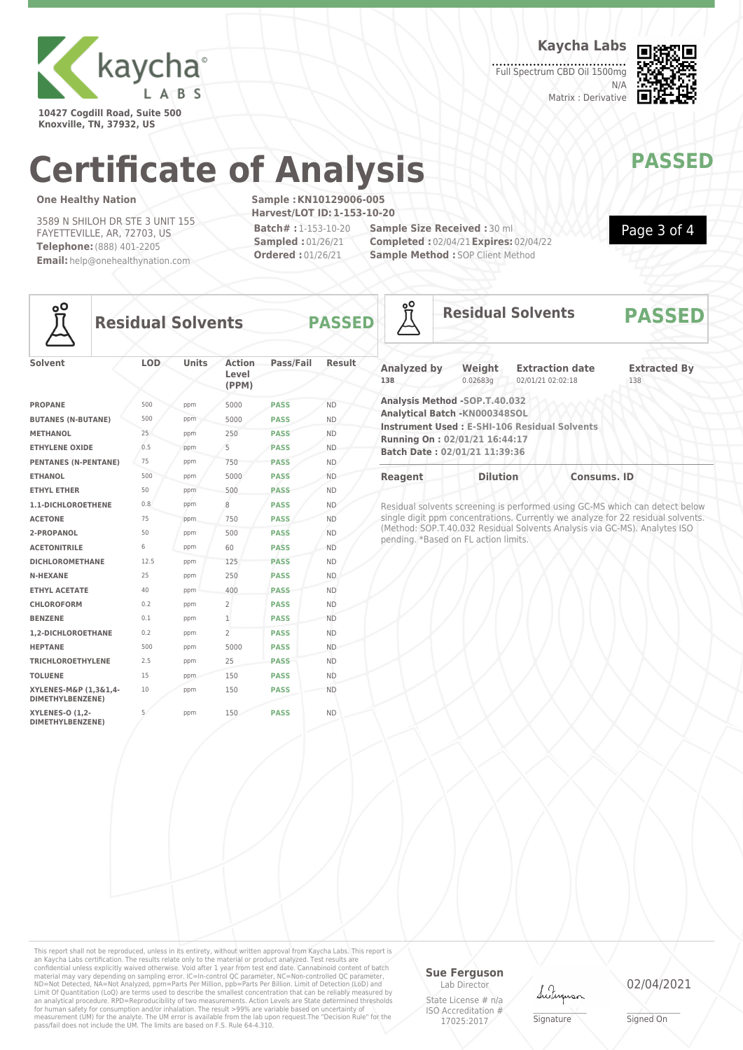**Kaycha Labs**

Full Spectrum CBD Oil 1500mg
N/A
Matrix : Derivative

10427 Cogdill Road, Suite 500
Knoxville, TN, 37932, US

# Certificate of Analysis

**PASSED**

**One Healthy Nation**

3589 N SHILOH DR STE 3 UNIT 155
FAYETTEVILLE, AR, 72703, US
**Telephone:** (888) 401-2205
**Email:** help@onehealthynation.com

**Sample : KN10129006-005**
**Harvest/LOT ID: 1-153-10-20**
**Batch# :** 1-153-10-20
**Sampled :** 01/26/21
**Ordered :** 01/26/21
**Sample Size Received :** 30 ml
**Completed :** 02/04/21 **Expires:** 02/04/22
**Sample Method :** SOP Client Method

## Residual Solvents — PASSED

| Solvent | LOD | Units | Action Level (PPM) | Pass/Fail | Result |
|---|---|---|---|---|---|
| PROPANE | 500 | ppm | 5000 | PASS | ND |
| BUTANES (N-BUTANE) | 500 | ppm | 5000 | PASS | ND |
| METHANOL | 25 | ppm | 250 | PASS | ND |
| ETHYLENE OXIDE | 0.5 | ppm | 5 | PASS | ND |
| PENTANES (N-PENTANE) | 75 | ppm | 750 | PASS | ND |
| ETHANOL | 500 | ppm | 5000 | PASS | ND |
| ETHYL ETHER | 50 | ppm | 500 | PASS | ND |
| 1.1-DICHLOROETHENE | 0.8 | ppm | 8 | PASS | ND |
| ACETONE | 75 | ppm | 750 | PASS | ND |
| 2-PROPANOL | 50 | ppm | 500 | PASS | ND |
| ACETONITRILE | 6 | ppm | 60 | PASS | ND |
| DICHLOROMETHANE | 12.5 | ppm | 125 | PASS | ND |
| N-HEXANE | 25 | ppm | 250 | PASS | ND |
| ETHYL ACETATE | 40 | ppm | 400 | PASS | ND |
| CHLOROFORM | 0.2 | ppm | 2 | PASS | ND |
| BENZENE | 0.1 | ppm | 1 | PASS | ND |
| 1,2-DICHLOROETHANE | 0.2 | ppm | 2 | PASS | ND |
| HEPTANE | 500 | ppm | 5000 | PASS | ND |
| TRICHLOROETHYLENE | 2.5 | ppm | 25 | PASS | ND |
| TOLUENE | 15 | ppm | 150 | PASS | ND |
| XYLENES-M&P (1,3&1,4-DIMETHYLBENZENE) | 10 | ppm | 150 | PASS | ND |
| XYLENES-O (1,2-DIMETHYLBENZENE) | 5 | ppm | 150 | PASS | ND |

## Residual Solvents — PASSED

| Analyzed by | Weight | Extraction date | Extracted By |
|---|---|---|---|
| 138 | 0.02683g | 02/01/21 02:02:18 | 138 |

**Analysis Method -SOP.T.40.032**
**Analytical Batch -KN000348SOL**
**Instrument Used : E-SHI-106 Residual Solvents**
**Running On : 02/01/21 16:44:17**
**Batch Date : 02/01/21 11:39:36**

| Reagent | Dilution | Consums. ID |
|---|---|---|

Residual solvents screening is performed using GC-MS which can detect below single digit ppm concentrations. Currently we analyze for 22 residual solvents. (Method: SOP.T.40.032 Residual Solvents Analysis via GC-MS). Analytes ISO pending. *Based on FL action limits.

This report shall not be reproduced, unless in its entirety, without written approval from Kaycha Labs. This report is an Kaycha Labs certification. The results relate only to the material or product analyzed. Test results are confidential unless explicitly waived otherwise. Void after 1 year from test end date. Cannabinoid content of batch material may vary depending on sampling error. IC=In-control QC parameter, NC=Non-controlled QC parameter, ND=Not Detected, NA=Not Analyzed, ppm=Parts Per Million, ppb=Parts Per Billion. Limit of Detection (LoD) and Limit Of Quantitation (LoQ) are terms used to describe the smallest concentration that can be reliably measured by an analytical procedure. RPD=Reproducibility of two measurements. Action Levels are State determined thresholds for human safety for consumption and/or inhalation. The result >99% are variable based on uncertainty of measurement (UM) for the analyte. The UM error is available from the lab upon request.The "Decision Rule" for the pass/fail does not include the UM. The limits are based on F.S. Rule 64-4.310.

**Sue Ferguson**
Lab Director
State License # n/a
ISO Accreditation # 17025:2017

Signature

02/04/2021
Signed On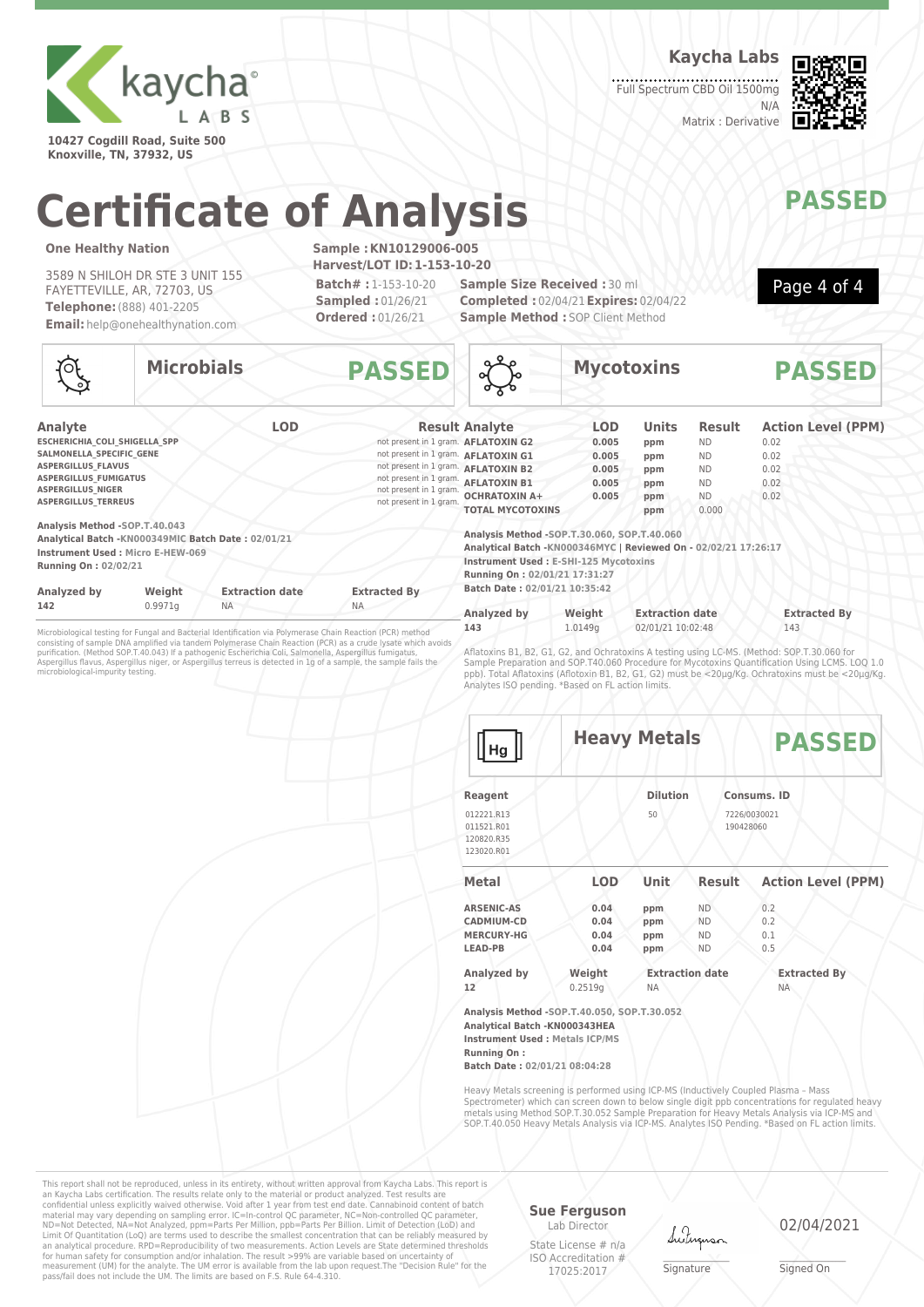**Kaycha Labs**

10427 Cogdill Road, Suite 500
Knoxville, TN, 37932, US

Full Spectrum CBD Oil 1500mg
N/A
Matrix : Derivative

# Certificate of Analysis

**PASSED**

**One Healthy Nation**

3589 N SHILOH DR STE 3 UNIT 155
FAYETTEVILLE, AR, 72703, US
**Telephone:** (888) 401-2205
**Email:** help@onehealthynation.com

**Sample : KN10129006-005**
**Harvest/LOT ID: 1-153-10-20**
**Batch# :** 1-153-10-20
**Sampled :** 01/26/21
**Ordered :** 01/26/21
**Sample Size Received :** 30 ml
**Completed :** 02/04/21 **Expires:** 02/04/22
**Sample Method :** SOP Client Method

## Microbials — PASSED

| Analyte | LOD | Result |
|---|---|---|
| ESCHERICHIA_COLI_SHIGELLA_SPP | | not present in 1 gram. |
| SALMONELLA_SPECIFIC_GENE | | not present in 1 gram. |
| ASPERGILLUS_FLAVUS | | not present in 1 gram. |
| ASPERGILLUS_FUMIGATUS | | not present in 1 gram. |
| ASPERGILLUS_NIGER | | not present in 1 gram. |
| ASPERGILLUS_TERREUS | | not present in 1 gram. |

**Analysis Method -SOP.T.40.043**
**Analytical Batch -KN000349MIC Batch Date : 02/01/21**
**Instrument Used : Micro E-HEW-069**
**Running On : 02/02/21**

| Analyzed by | Weight | Extraction date | Extracted By |
|---|---|---|---|
| 142 | 0.9971g | NA | NA |

Microbiological testing for Fungal and Bacterial Identification via Polymerase Chain Reaction (PCR) method consisting of sample DNA amplified via tandem Polymerase Chain Reaction (PCR) as a crude lysate which avoids purification. (Method SOP.T.40.043) If a pathogenic Escherichia Coli, Salmonella, Aspergillus fumigatus, Aspergillus flavus, Aspergillus niger, or Aspergillus terreus is detected in 1g of a sample, the sample fails the microbiological-impurity testing.

## Mycotoxins — PASSED

| Analyte | LOD | Units | Result | Action Level (PPM) |
|---|---|---|---|---|
| AFLATOXIN G2 | 0.005 | ppm | ND | 0.02 |
| AFLATOXIN G1 | 0.005 | ppm | ND | 0.02 |
| AFLATOXIN B2 | 0.005 | ppm | ND | 0.02 |
| AFLATOXIN B1 | 0.005 | ppm | ND | 0.02 |
| OCHRATOXIN A+ | 0.005 | ppm | ND | 0.02 |
| TOTAL MYCOTOXINS | | ppm | 0.000 | |

**Analysis Method -SOP.T.30.060, SOP.T.40.060**
**Analytical Batch -KN000346MYC | Reviewed On - 02/02/21 17:26:17**
**Instrument Used : E-SHI-125 Mycotoxins**
**Running On : 02/01/21 17:31:27**
**Batch Date : 02/01/21 10:35:42**

| Analyzed by | Weight | Extraction date | Extracted By |
|---|---|---|---|
| 143 | 1.0149g | 02/01/21 10:02:48 | 143 |

Aflatoxins B1, B2, G1, G2, and Ochratoxins A testing using LC-MS. (Method: SOP.T.30.060 for Sample Preparation and SOP.T40.060 Procedure for Mycotoxins Quantification Using LCMS. LOQ 1.0 ppb). Total Aflatoxins (Aflotoxin B1, B2, G1, G2) must be <20μg/Kg. Ochratoxins must be <20μg/Kg. Analytes ISO pending. *Based on FL action limits.

## Heavy Metals — PASSED

| Reagent | Dilution | Consums. ID |
|---|---|---|
| 012221.R13 | 50 | 7226/0030021 |
| 011521.R01 | | 190428060 |
| 120820.R35 | | |
| 123020.R01 | | |

| Metal | LOD | Unit | Result | Action Level (PPM) |
|---|---|---|---|---|
| ARSENIC-AS | 0.04 | ppm | ND | 0.2 |
| CADMIUM-CD | 0.04 | ppm | ND | 0.2 |
| MERCURY-HG | 0.04 | ppm | ND | 0.1 |
| LEAD-PB | 0.04 | ppm | ND | 0.5 |

| Analyzed by | Weight | Extraction date | Extracted By |
|---|---|---|---|
| 12 | 0.2519g | NA | NA |

**Analysis Method -SOP.T.40.050, SOP.T.30.052**
**Analytical Batch -KN000343HEA**
**Instrument Used : Metals ICP/MS**
**Running On :**
**Batch Date : 02/01/21 08:04:28**

Heavy Metals screening is performed using ICP-MS (Inductively Coupled Plasma - Mass Spectrometer) which can screen down to below single digit ppb concentrations for regulated heavy metals using Method SOP.T.30.052 Sample Preparation for Heavy Metals Analysis via ICP-MS and SOP.T.40.050 Heavy Metals Analysis via ICP-MS. Analytes ISO Pending. *Based on FL action limits.

This report shall not be reproduced, unless in its entirety, without written approval from Kaycha Labs. This report is an Kaycha Labs certification. The results relate only to the material or product analyzed. Test results are confidential unless explicitly waived otherwise. Void after 1 year from test end date. Cannabinoid content of batch material may vary depending on sampling error. IC=In-control QC parameter, NC=Non-controlled QC parameter, ND=Not Detected, NA=Not Analyzed, ppm=Parts Per Million, ppb=Parts Per Billion. Limit of Detection (LoD) and Limit Of Quantitation (LoQ) are terms used to describe the smallest concentration that can be reliably measured by an analytical procedure. RPD=Reproducibility of two measurements. Action Levels are State determined thresholds for human safety for consumption and/or inhalation. The result >99% are variable based on uncertainty of measurement (UM) for the analyte. The UM error is available from the lab upon request.The "Decision Rule" for the pass/fail does not include the UM. The limits are based on F.S. Rule 64-4.310.

**Sue Ferguson**
Lab Director
State License # n/a
ISO Accreditation # 17025:2017

Signature

02/04/2021
Signed On